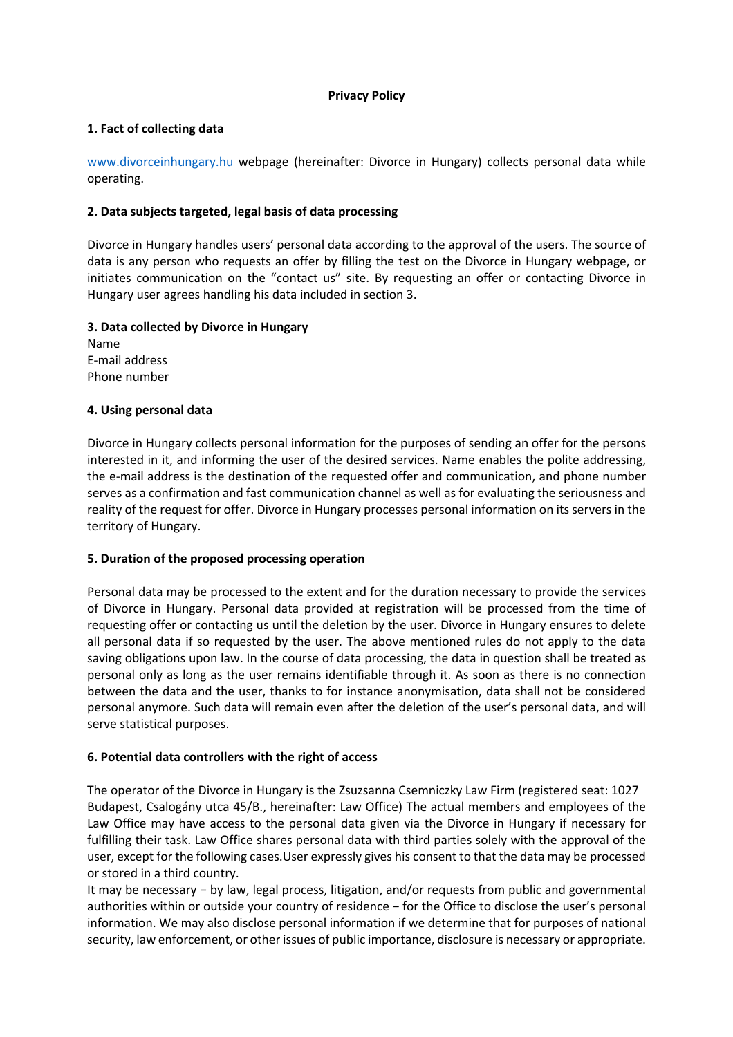**Privacy Policy**

**1. Fact of collecting data**

www.divorceinhungary.hu webpage (hereinafter: Divorce in Hungary) collects personal data while operating.

**2. Data subjects targeted, legal basis of data processing**

Divorce in Hungary handles users' personal data according to the approval of the users. The source of data is any person who requests an offer by filling the test on the Divorce in Hungary webpage, or initiates communication on the "contact us" site. By requesting an offer or contacting Divorce in Hungary user agrees handling his data included in section 3.

**3. Data collected by Divorce in Hungary**

Name
E-mail address
Phone number

**4. Using personal data**

Divorce in Hungary collects personal information for the purposes of sending an offer for the persons interested in it, and informing the user of the desired services. Name enables the polite addressing, the e-mail address is the destination of the requested offer and communication, and phone number serves as a confirmation and fast communication channel as well as for evaluating the seriousness and reality of the request for offer. Divorce in Hungary processes personal information on its servers in the territory of Hungary.

**5. Duration of the proposed processing operation**

Personal data may be processed to the extent and for the duration necessary to provide the services of Divorce in Hungary. Personal data provided at registration will be processed from the time of requesting offer or contacting us until the deletion by the user. Divorce in Hungary ensures to delete all personal data if so requested by the user. The above mentioned rules do not apply to the data saving obligations upon law. In the course of data processing, the data in question shall be treated as personal only as long as the user remains identifiable through it. As soon as there is no connection between the data and the user, thanks to for instance anonymisation, data shall not be considered personal anymore. Such data will remain even after the deletion of the user's personal data, and will serve statistical purposes.

**6. Potential data controllers with the right of access**

The operator of the Divorce in Hungary is the Zsuzsanna Csemniczky Law Firm (registered seat: 1027 Budapest, Csalogány utca 45/B., hereinafter: Law Office) The actual members and employees of the Law Office may have access to the personal data given via the Divorce in Hungary if necessary for fulfilling their task. Law Office shares personal data with third parties solely with the approval of the user, except for the following cases.User expressly gives his consent to that the data may be processed or stored in a third country.

It may be necessary − by law, legal process, litigation, and/or requests from public and governmental authorities within or outside your country of residence − for the Office to disclose the user's personal information. We may also disclose personal information if we determine that for purposes of national security, law enforcement, or other issues of public importance, disclosure is necessary or appropriate.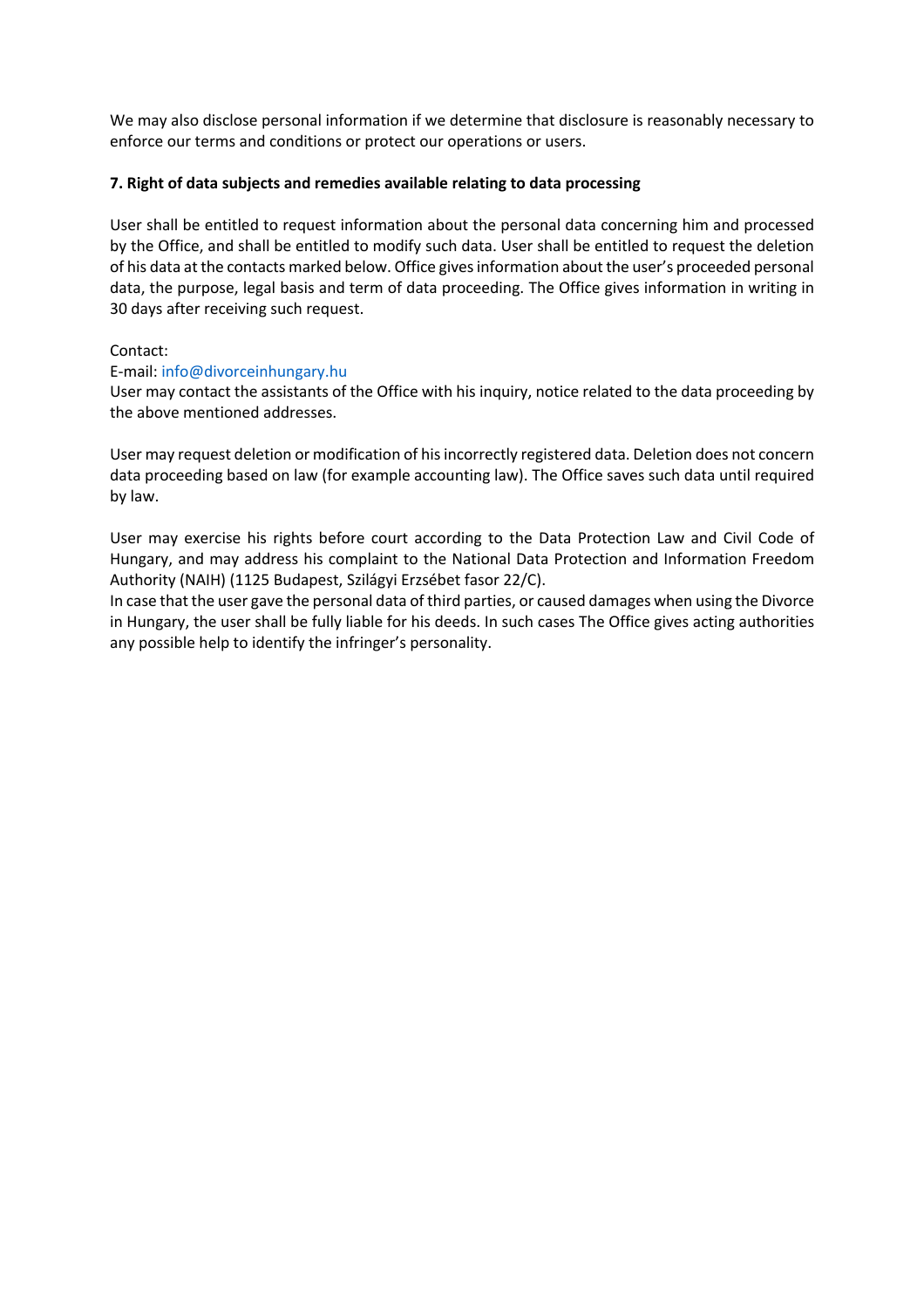We may also disclose personal information if we determine that disclosure is reasonably necessary to enforce our terms and conditions or protect our operations or users.

**7. Right of data subjects and remedies available relating to data processing**

User shall be entitled to request information about the personal data concerning him and processed by the Office, and shall be entitled to modify such data. User shall be entitled to request the deletion of his data at the contacts marked below. Office gives information about the user's proceeded personal data, the purpose, legal basis and term of data proceeding. The Office gives information in writing in 30 days after receiving such request.

Contact:
E-mail: info@divorceinhungary.hu
User may contact the assistants of the Office with his inquiry, notice related to the data proceeding by the above mentioned addresses.

User may request deletion or modification of his incorrectly registered data. Deletion does not concern data proceeding based on law (for example accounting law). The Office saves such data until required by law.

User may exercise his rights before court according to the Data Protection Law and Civil Code of Hungary, and may address his complaint to the National Data Protection and Information Freedom Authority (NAIH) (1125 Budapest, Szilágyi Erzsébet fasor 22/C).
In case that the user gave the personal data of third parties, or caused damages when using the Divorce in Hungary, the user shall be fully liable for his deeds. In such cases The Office gives acting authorities any possible help to identify the infringer's personality.